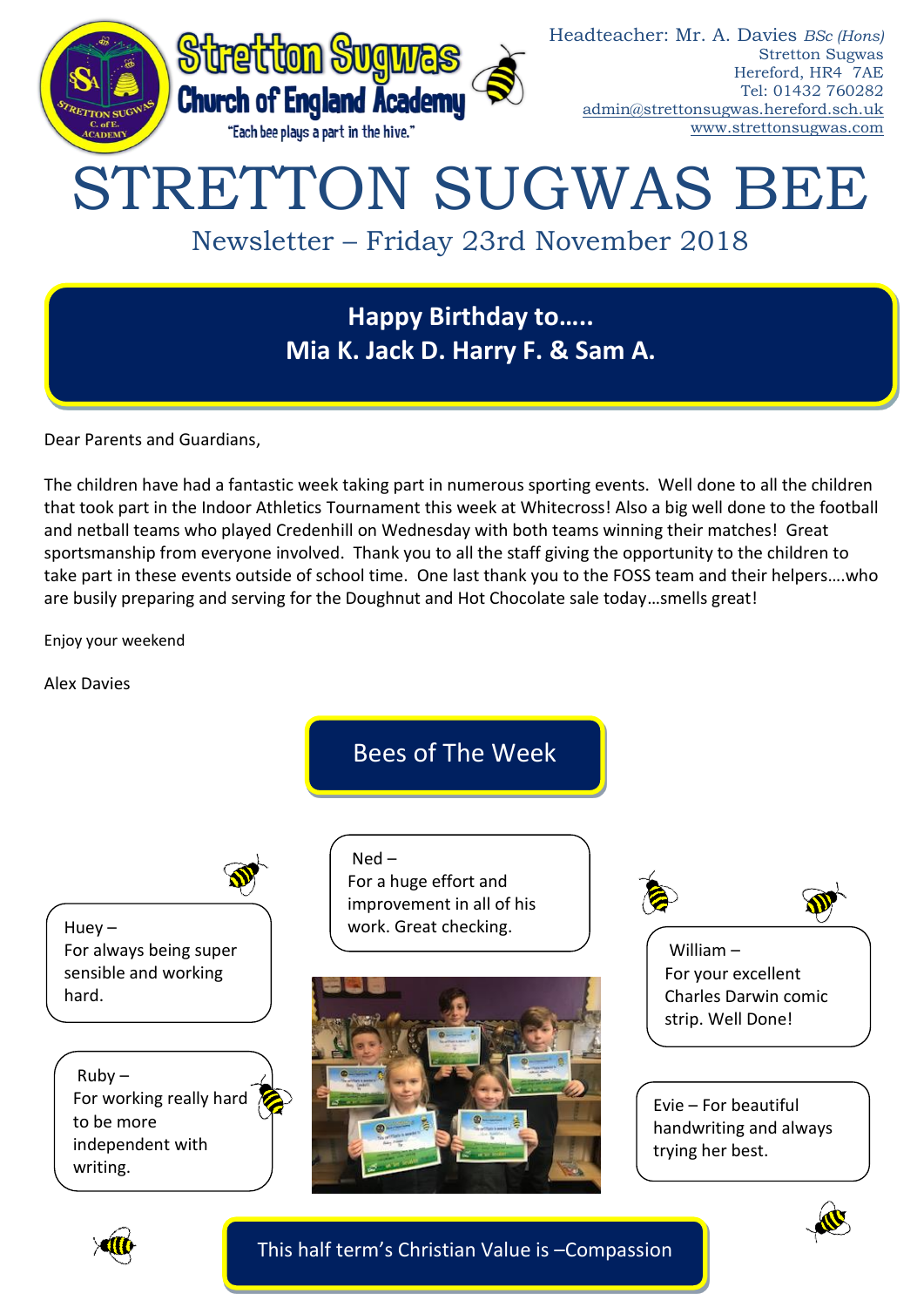Stretton Sugwas Church of England Academy
"Each bee plays a part in the hive."

Headteacher: Mr. A. Davies *BSc (Hons)*
Stretton Sugwas
Hereford, HR4 7AE
Tel: 01432 760282
admin@strettonsugwas.hereford.sch.uk
www.strettonsugwas.com

# STRETTON SUGWAS BEE

## Newsletter – Friday 23rd November 2018

**Happy Birthday to…..**
**Mia K. Jack D. Harry F. & Sam A.**

Dear Parents and Guardians,

The children have had a fantastic week taking part in numerous sporting events. Well done to all the children that took part in the Indoor Athletics Tournament this week at Whitecross! Also a big well done to the football and netball teams who played Credenhill on Wednesday with both teams winning their matches! Great sportsmanship from everyone involved. Thank you to all the staff giving the opportunity to the children to take part in these events outside of school time. One last thank you to the FOSS team and their helpers….who are busily preparing and serving for the Doughnut and Hot Chocolate sale today…smells great!

Enjoy your weekend

Alex Davies

## Bees of The Week

Huey –
For always being super sensible and working hard.

Ned –
For a huge effort and improvement in all of his work. Great checking.

William –
For your excellent Charles Darwin comic strip. Well Done!

Ruby –
For working really hard to be more independent with writing.

Evie – For beautiful handwriting and always trying her best.

This half term's Christian Value is –Compassion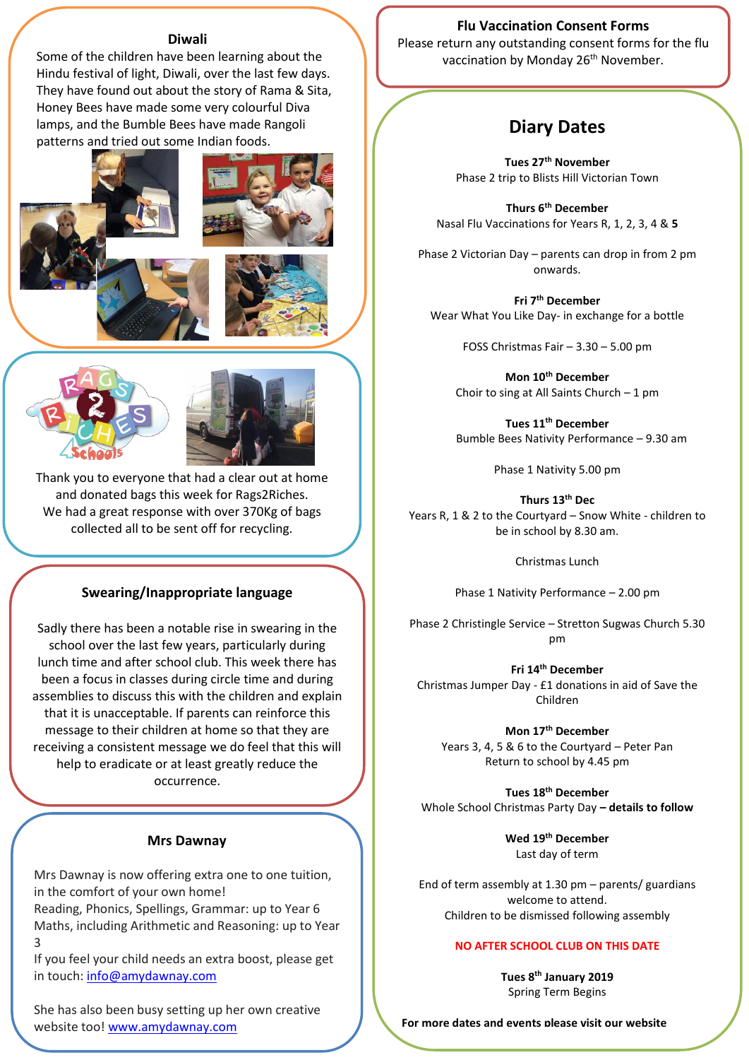## Diwali

Some of the children have been learning about the Hindu festival of light, Diwali, over the last few days. They have found out about the story of Rama & Sita, Honey Bees have made some very colourful Diva lamps, and the Bumble Bees have made Rangoli patterns and tried out some Indian foods.

Thank you to everyone that had a clear out at home and donated bags this week for Rags2Riches.
We had a great response with over 370Kg of bags collected all to be sent off for recycling.

## Swearing/Inappropriate language

Sadly there has been a notable rise in swearing in the school over the last few years, particularly during lunch time and after school club. This week there has been a focus in classes during circle time and during assemblies to discuss this with the children and explain that it is unacceptable. If parents can reinforce this message to their children at home so that they are receiving a consistent message we do feel that this will help to eradicate or at least greatly reduce the occurrence.

## Mrs Dawnay

Mrs Dawnay is now offering extra one to one tuition, in the comfort of your own home!
Reading, Phonics, Spellings, Grammar: up to Year 6
Maths, including Arithmetic and Reasoning: up to Year 3
If you feel your child needs an extra boost, please get in touch: info@amydawnay.com

She has also been busy setting up her own creative website too! www.amydawnay.com

## Flu Vaccination Consent Forms

Please return any outstanding consent forms for the flu vaccination by Monday 26th November.

## Diary Dates

**Tues 27th November**
Phase 2 trip to Blists Hill Victorian Town

**Thurs 6th December**
Nasal Flu Vaccinations for Years R, 1, 2, 3, 4 & **5**

Phase 2 Victorian Day – parents can drop in from 2 pm onwards.

**Fri 7th December**
Wear What You Like Day- in exchange for a bottle

FOSS Christmas Fair – 3.30 – 5.00 pm

**Mon 10th December**
Choir to sing at All Saints Church – 1 pm

**Tues 11th December**
Bumble Bees Nativity Performance – 9.30 am

Phase 1 Nativity 5.00 pm

**Thurs 13th Dec**
Years R, 1 & 2 to the Courtyard – Snow White - children to be in school by 8.30 am.

Christmas Lunch

Phase 1 Nativity Performance – 2.00 pm

Phase 2 Christingle Service – Stretton Sugwas Church 5.30 pm

**Fri 14th December**
Christmas Jumper Day - £1 donations in aid of Save the Children

**Mon 17th December**
Years 3, 4, 5 & 6 to the Courtyard – Peter Pan
Return to school by 4.45 pm

**Tues 18th December**
Whole School Christmas Party Day **– details to follow**

**Wed 19th December**
Last day of term

End of term assembly at 1.30 pm – parents/ guardians welcome to attend.
Children to be dismissed following assembly

**NO AFTER SCHOOL CLUB ON THIS DATE**

**Tues 8th January 2019**
Spring Term Begins

**For more dates and events please visit our website**